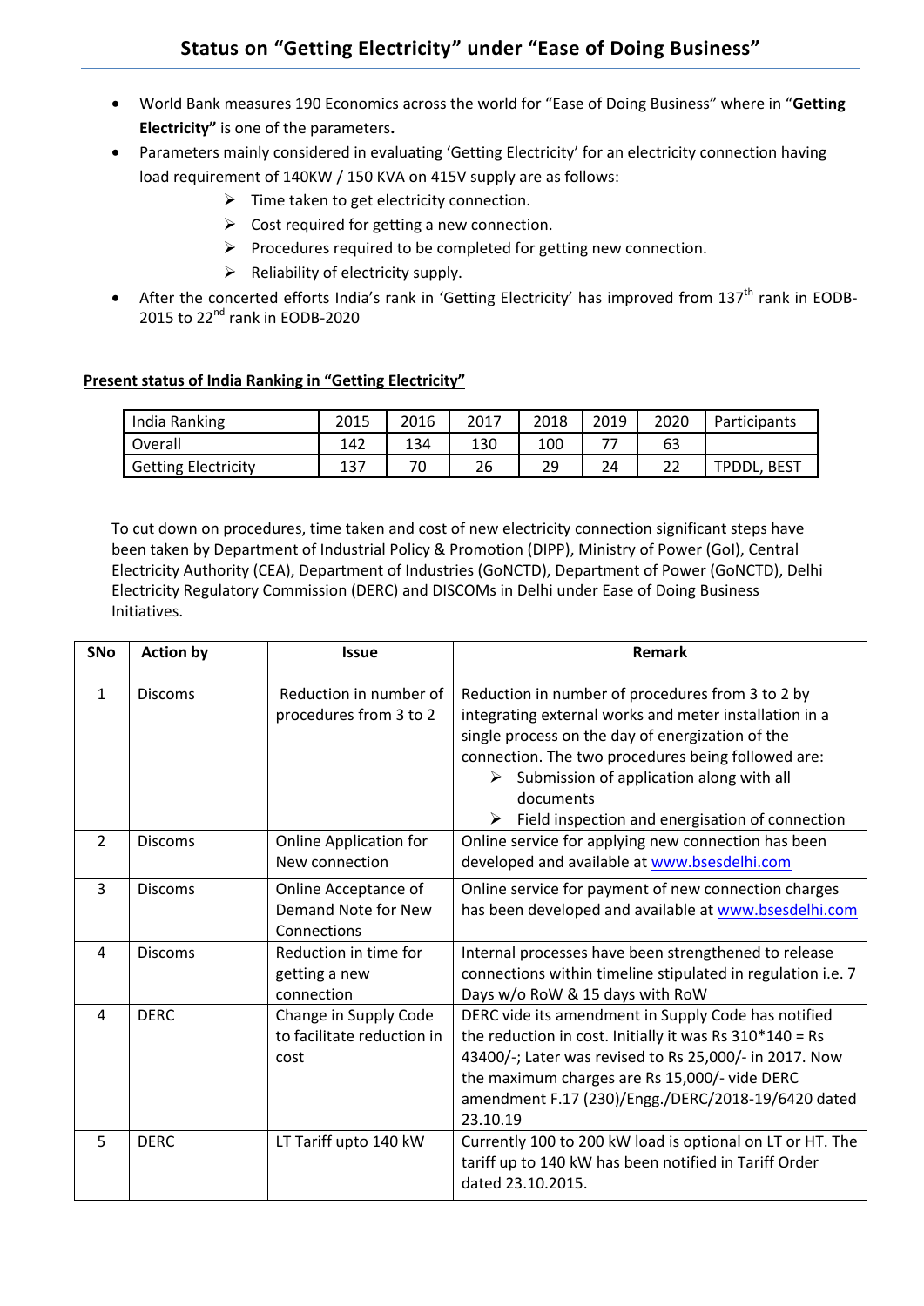# Status on "Getting Electricity" under "Ease of Doing Business"

- World Bank measures 190 Economics across the world for "Ease of Doing Business" where in "**Getting Electricity**" is one of the parameters**.**
- Parameters mainly considered in evaluating 'Getting Electricity' for an electricity connection having load requirement of 140KW / 150 KVA on 415V supply are as follows:
    - Time taken to get electricity connection.
    - Cost required for getting a new connection.
    - Procedures required to be completed for getting new connection.
    - Reliability of electricity supply.
- After the concerted efforts India's rank in 'Getting Electricity' has improved from 137th rank in EODB-2015 to 22nd rank in EODB-2020

**Present status of India Ranking in "Getting Electricity"**

| India Ranking | 2015 | 2016 | 2017 | 2018 | 2019 | 2020 | Participants |
|---|---|---|---|---|---|---|---|
| Overall | 142 | 134 | 130 | 100 | 77 | 63 | |
| Getting Electricity | 137 | 70 | 26 | 29 | 24 | 22 | TPDDL, BEST |

To cut down on procedures, time taken and cost of new electricity connection significant steps have been taken by Department of Industrial Policy & Promotion (DIPP), Ministry of Power (GoI), Central Electricity Authority (CEA), Department of Industries (GoNCTD), Department of Power (GoNCTD), Delhi Electricity Regulatory Commission (DERC) and DISCOMs in Delhi under Ease of Doing Business Initiatives.

| SNo | Action by | Issue | Remark |
|---|---|---|---|
| 1 | Discoms | Reduction in number of procedures from 3 to 2 | Reduction in number of procedures from 3 to 2 by integrating external works and meter installation in a single process on the day of energization of the connection. The two procedures being followed are:<br>➢ Submission of application along with all documents<br>➢ Field inspection and energisation of connection |
| 2 | Discoms | Online Application for New connection | Online service for applying new connection has been developed and available at www.bsesdelhi.com |
| 3 | Discoms | Online Acceptance of Demand Note for New Connections | Online service for payment of new connection charges has been developed and available at www.bsesdelhi.com |
| 4 | Discoms | Reduction in time for getting a new connection | Internal processes have been strengthened to release connections within timeline stipulated in regulation i.e. 7 Days w/o RoW & 15 days with RoW |
| 4 | DERC | Change in Supply Code to facilitate reduction in cost | DERC vide its amendment in Supply Code has notified the reduction in cost. Initially it was Rs 310*140 = Rs 43400/-; Later was revised to Rs 25,000/- in 2017. Now the maximum charges are Rs 15,000/- vide DERC amendment F.17 (230)/Engg./DERC/2018-19/6420 dated 23.10.19 |
| 5 | DERC | LT Tariff upto 140 kW | Currently 100 to 200 kW load is optional on LT or HT. The tariff up to 140 kW has been notified in Tariff Order dated 23.10.2015. |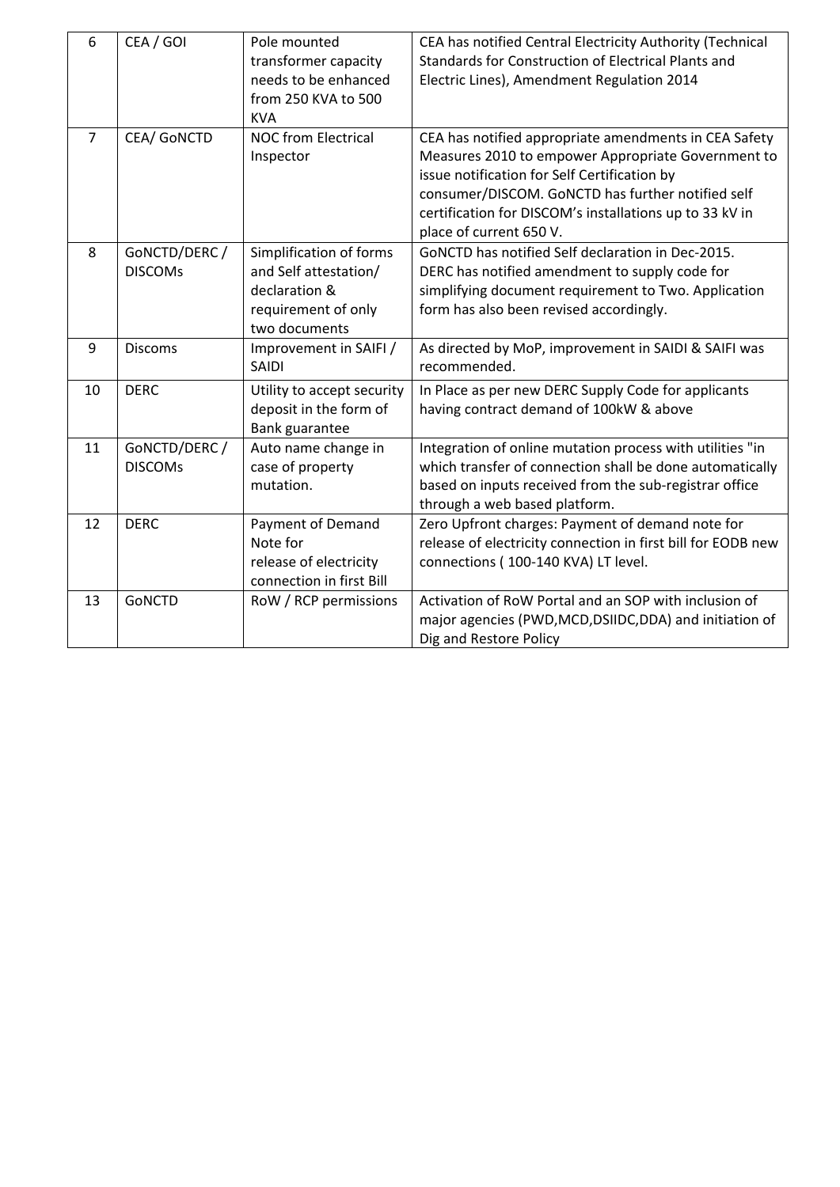| | | | |
|---|---|---|---|
| 6 | CEA / GOI | Pole mounted transformer capacity needs to be enhanced from 250 KVA to 500 KVA | CEA has notified Central Electricity Authority (Technical Standards for Construction of Electrical Plants and Electric Lines), Amendment Regulation 2014 |
| 7 | CEA/ GoNCTD | NOC from Electrical Inspector | CEA has notified appropriate amendments in CEA Safety Measures 2010 to empower Appropriate Government to issue notification for Self Certification by consumer/DISCOM. GoNCTD has further notified self certification for DISCOM's installations up to 33 kV in place of current 650 V. |
| 8 | GoNCTD/DERC / DISCOMs | Simplification of forms and Self attestation/ declaration & requirement of only two documents | GoNCTD has notified Self declaration in Dec-2015. DERC has notified amendment to supply code for simplifying document requirement to Two. Application form has also been revised accordingly. |
| 9 | Discoms | Improvement in SAIFI / SAIDI | As directed by MoP, improvement in SAIDI & SAIFI was recommended. |
| 10 | DERC | Utility to accept security deposit in the form of Bank guarantee | In Place as per new DERC Supply Code for applicants having contract demand of 100kW & above |
| 11 | GoNCTD/DERC / DISCOMs | Auto name change in case of property mutation. | Integration of online mutation process with utilities "in which transfer of connection shall be done automatically based on inputs received from the sub-registrar office through a web based platform. |
| 12 | DERC | Payment of Demand Note for release of electricity connection in first Bill | Zero Upfront charges: Payment of demand note for release of electricity connection in first bill for EODB new connections ( 100-140 KVA) LT level. |
| 13 | GoNCTD | RoW / RCP permissions | Activation of RoW Portal and an SOP with inclusion of major agencies (PWD,MCD,DSIIDC,DDA) and initiation of Dig and Restore Policy |